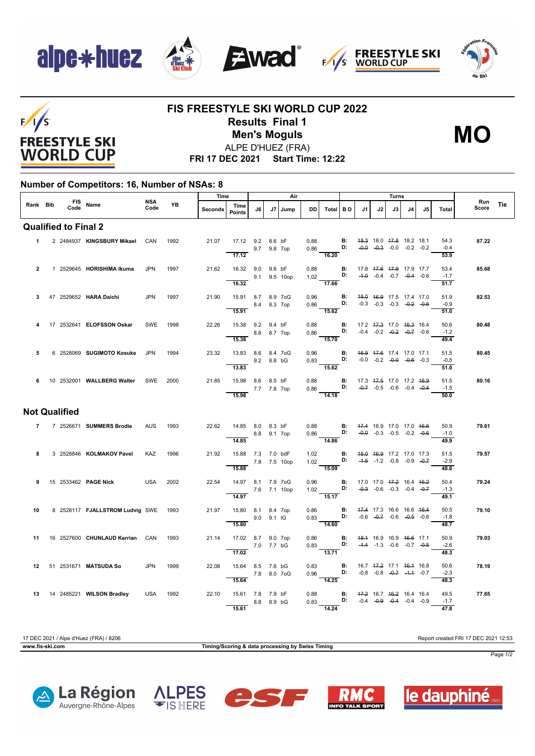# FIS FREESTYLE SKI WORLD CUP 2022

## Results Final 1

## Men's Moguls

**MO**

ALPE D'HUEZ (FRA)

**FRI 17 DEC 2021 Start Time: 12:22**

### Number of Competitors: 16, Number of NSAs: 8

| Rank | Bib | FIS Code | Name | NSA Code | YB | Time Seconds | Time Points | J6 | J7 | Jump | DD | Air Total | B D | J1 | J2 | J3 | J4 | J5 | Turns Total | Run Score | Tie |
|---|---|---|---|---|---|---|---|---|---|---|---|---|---|---|---|---|---|---|---|---|---|
| **Qualified to Final 2** | | | | | | | | | | | | | | | | | | | | | |
| 1 | 2 | 2484937 | **KINGSBURY Mikael** | CAN | 1992 | 21.07 | 17.12 | 9.2 | 8.6 | bF | 0.88 | | B: | ~~18.3~~ | 18.0 | ~~17.8~~ | 18.2 | 18.1 | 54.3 | **87.22** | |
| | | | | | | | | 9.7 | 9.8 | 7op | 0.86 | | D: | ~~-0.0~~ | ~~-0.3~~ | -0.0 | -0.2 | -0.2 | -0.4 | | |
| | | | | | | | 17.12 | | | | | 16.20 | | | | | | | 53.9 | | |
| 2 | 1 | 2529645 | **HORISHIMA Ikuma** | JPN | 1997 | 21.62 | 16.32 | 9.0 | 9.6 | bF | 0.88 | | B: | 17.8 | ~~17.6~~ | ~~17.9~~ | 17.9 | 17.7 | 53.4 | **85.68** | |
| | | | | | | | | 9.1 | 9.5 | 10op | 1.02 | | D: | ~~-1.0~~ | -0.4 | -0.7 | ~~-0.4~~ | -0.6 | -1.7 | | |
| | | | | | | | 16.32 | | | | | 17.66 | | | | | | | 51.7 | | |
| 3 | 47 | 2529652 | **HARA Daichi** | JPN | 1997 | 21.90 | 15.91 | 8.7 | 8.9 | 7oG | 0.96 | | B: | ~~18.0~~ | ~~16.9~~ | 17.5 | 17.4 | 17.0 | 51.9 | **82.53** | |
| | | | | | | | | 8.4 | 8.3 | 7op | 0.86 | | D: | -0.3 | -0.3 | -0.3 | ~~-0.2~~ | ~~-0.6~~ | -0.9 | | |
| | | | | | | | 15.91 | | | | | 15.62 | | | | | | | 51.0 | | |
| 4 | 17 | 2532641 | **ELOFSSON Oskar** | SWE | 1998 | 22.26 | 15.38 | 9.2 | 9.4 | bF | 0.88 | | B: | 17.2 | ~~17.3~~ | 17.0 | ~~16.3~~ | 16.4 | 50.6 | **80.48** | |
| | | | | | | | | 8.8 | 8.7 | 7op | 0.86 | | D: | -0.4 | -0.2 | ~~-0.2~~ | ~~-0.7~~ | -0.6 | -1.2 | | |
| | | | | | | | 15.38 | | | | | 15.70 | | | | | | | 49.4 | | |
| 5 | 6 | 2528069 | **SUGIMOTO Kosuke** | JPN | 1994 | 23.32 | 13.83 | 8.6 | 8.4 | 7oG | 0.96 | | B: | ~~16.9~~ | ~~17.6~~ | 17.4 | 17.0 | 17.1 | 51.5 | **80.45** | |
| | | | | | | | | 9.2 | 8.8 | bG | 0.83 | | D: | -0.0 | -0.2 | ~~-0.0~~ | ~~-0.6~~ | -0.3 | -0.5 | | |
| | | | | | | | 13.83 | | | | | 15.62 | | | | | | | 51.0 | | |
| 6 | 10 | 2532001 | **WALLBERG Walter** | SWE | 2000 | 21.85 | 15.98 | 8.6 | 8.5 | bF | 0.88 | | B: | 17.3 | ~~17.5~~ | 17.0 | 17.2 | ~~16.9~~ | 51.5 | **80.16** | |
| | | | | | | | | 7.7 | 7.8 | 7op | 0.86 | | D: | ~~-0.7~~ | -0.5 | -0.6 | -0.4 | ~~-0.4~~ | -1.5 | | |
| | | | | | | | 15.98 | | | | | 14.18 | | | | | | | 50.0 | | |
| **Not Qualified** | | | | | | | | | | | | | | | | | | | | | |
| 7 | 7 | 2526671 | **SUMMERS Brodie** | AUS | 1993 | 22.62 | 14.85 | 8.0 | 8.3 | bF | 0.88 | | B: | ~~17.4~~ | 16.9 | 17.0 | 17.0 | ~~16.6~~ | 50.9 | **79.61** | |
| | | | | | | | | 8.8 | 9.1 | 7op | 0.86 | | D: | ~~-0.0~~ | -0.3 | -0.5 | -0.2 | ~~-0.6~~ | -1.0 | | |
| | | | | | | | 14.85 | | | | | 14.86 | | | | | | | 49.9 | | |
| 8 | 3 | 2528846 | **KOLMAKOV Pavel** | KAZ | 1996 | 21.92 | 15.88 | 7.3 | 7.0 | bdF | 1.02 | | B: | ~~18.0~~ | ~~16.9~~ | 17.2 | 17.0 | 17.3 | 51.5 | **79.57** | |
| | | | | | | | | 7.8 | 7.5 | 10op | 1.02 | | D: | ~~-1.5~~ | -1.2 | -0.8 | -0.9 | ~~-0.7~~ | -2.9 | | |
| | | | | | | | 15.88 | | | | | 15.09 | | | | | | | 48.6 | | |
| 9 | 15 | 2533462 | **PAGE Nick** | USA | 2002 | 22.54 | 14.97 | 8.1 | 7.9 | 7oG | 0.96 | | B: | 17.0 | 17.0 | ~~17.2~~ | 16.4 | ~~16.2~~ | 50.4 | **79.24** | |
| | | | | | | | | 7.6 | 7.1 | 10op | 1.02 | | D: | ~~-0.3~~ | -0.6 | -0.3 | -0.4 | ~~-0.7~~ | -1.3 | | |
| | | | | | | | 14.97 | | | | | 15.17 | | | | | | | 49.1 | | |
| 10 | 8 | 2528117 | **FJALLSTROM Ludvig** | SWE | 1993 | 21.97 | 15.80 | 8.1 | 8.4 | 7op | 0.86 | | B: | ~~17.4~~ | 17.3 | 16.6 | 16.6 | ~~16.4~~ | 50.5 | **79.10** | |
| | | | | | | | | 9.0 | 9.1 | IG | 0.83 | | D: | -0.6 | ~~-0.7~~ | -0.6 | ~~-0.5~~ | -0.6 | -1.8 | | |
| | | | | | | | 15.80 | | | | | 14.60 | | | | | | | 48.7 | | |
| 11 | 16 | 2527600 | **CHUNLAUD Kerrian** | CAN | 1993 | 21.14 | 17.02 | 8.7 | 9.0 | 7op | 0.86 | | B: | ~~18.1~~ | 16.9 | 16.9 | ~~16.6~~ | 17.1 | 50.9 | **79.03** | |
| | | | | | | | | 7.0 | 7.7 | bG | 0.83 | | D: | ~~-1.4~~ | -1.3 | -0.6 | -0.7 | ~~-0.5~~ | -2.6 | | |
| | | | | | | | 17.02 | | | | | 13.71 | | | | | | | 48.3 | | |
| 12 | 51 | 2531671 | **MATSUDA So** | JPN | 1999 | 22.08 | 15.64 | 8.5 | 7.6 | bG | 0.83 | | B: | 16.7 | ~~17.2~~ | 17.1 | ~~16.1~~ | 16.8 | 50.6 | **78.19** | |
| | | | | | | | | 7.8 | 8.0 | 7oG | 0.96 | | D: | -0.8 | -0.8 | ~~-0.7~~ | ~~-1.1~~ | -0.7 | -2.3 | | |
| | | | | | | | 15.64 | | | | | 14.25 | | | | | | | 48.3 | | |
| 13 | 14 | 2485221 | **WILSON Bradley** | USA | 1992 | 22.10 | 15.61 | 7.8 | 7.9 | bF | 0.88 | | B: | ~~17.2~~ | 16.7 | ~~16.2~~ | 16.4 | 16.4 | 49.5 | **77.65** | |
| | | | | | | | | 8.8 | 8.9 | bG | 0.83 | | D: | -0.4 | ~~-0.9~~ | ~~-0.4~~ | -0.4 | -0.9 | -1.7 | | |
| | | | | | | | 15.61 | | | | | 14.24 | | | | | | | 47.8 | | |

17 DEC 2021 / Alpe d'Huez (FRA) / 8206

Report created FRI 17 DEC 2021 12:53

www.fis-ski.com

Timing/Scoring & data processing by Swiss Timing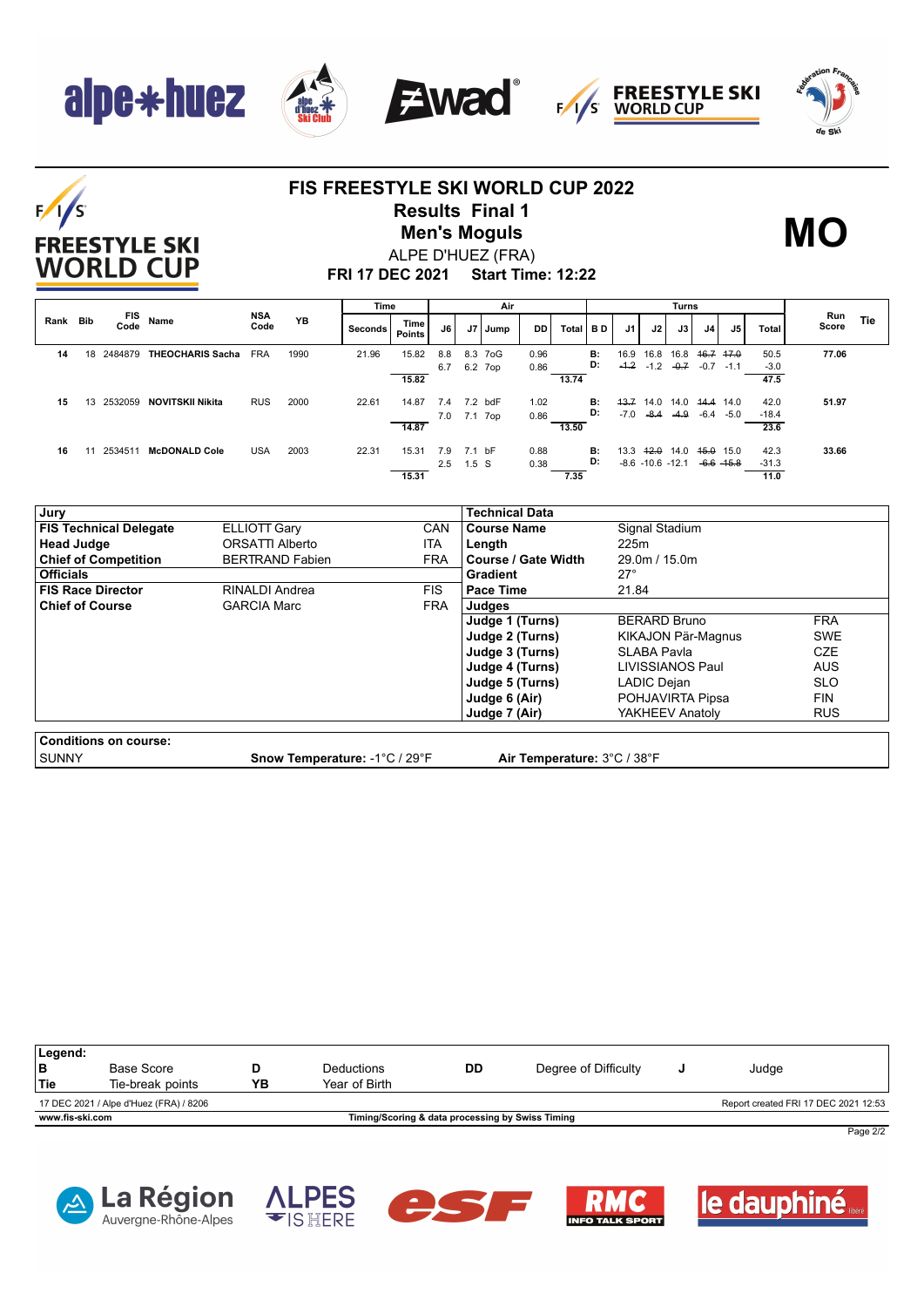# FIS FREESTYLE SKI WORLD CUP 2022

## Results Final 1

## Men's Moguls

**MO**

ALPE D'HUEZ (FRA)

**FRI 17 DEC 2021 Start Time: 12:22**

| Rank | Bib | FIS Code | Name | NSA Code | YB | Time Seconds | Time Points | Air J6 | Air J7 | Jump | DD | Air Total | B D | J1 | J2 | J3 | J4 | J5 | Turns Total | Run Score | Tie |
|---|---|---|---|---|---|---|---|---|---|---|---|---|---|---|---|---|---|---|---|---|---|
| 14 | 18 | 2484879 | THEOCHARIS Sacha | FRA | 1990 | 21.96 | 15.82 | 8.8 | 8.3 | 7oG | 0.96 | | B: | 16.9 | 16.8 | 16.8 | ~~16.7~~ | ~~17.0~~ | 50.5 | 77.06 | |
| | | | | | | | | 6.7 | 6.2 | 7op | 0.86 | | D: | ~~-1.2~~ | -1.2 | ~~-0.7~~ | -0.7 | -1.1 | -3.0 | | |
| | | | | | | | 15.82 | | | | | 13.74 | | | | | | | 47.5 | | |
| 15 | 13 | 2532059 | NOVITSKII Nikita | RUS | 2000 | 22.61 | 14.87 | 7.4 | 7.2 | bdF | 1.02 | | B: | ~~13.7~~ | 14.0 | 14.0 | ~~14.4~~ | 14.0 | 42.0 | 51.97 | |
| | | | | | | | | 7.0 | 7.1 | 7op | 0.86 | | D: | -7.0 | ~~-8.4~~ | ~~-4.9~~ | -6.4 | -5.0 | -18.4 | | |
| | | | | | | | 14.87 | | | | | 13.50 | | | | | | | 23.6 | | |
| 16 | 11 | 2534511 | McDONALD Cole | USA | 2003 | 22.31 | 15.31 | 7.9 | 7.1 | bF | 0.88 | | B: | 13.3 | ~~12.0~~ | 14.0 | ~~15.0~~ | 15.0 | 42.3 | 33.66 | |
| | | | | | | | | 2.5 | 1.5 | S | 0.38 | | D: | -8.6 | -10.6 | -12.1 | ~~-6.6~~ | ~~-15.8~~ | -31.3 | | |
| | | | | | | | 15.31 | | | | | 7.35 | | | | | | | 11.0 | | |

| Jury | | |
|---|---|---|
| **FIS Technical Delegate** | ELLIOTT Gary | CAN |
| **Head Judge** | ORSATTI Alberto | ITA |
| **Chief of Competition** | BERTRAND Fabien | FRA |
| **Officials** | | |
| **FIS Race Director** | RINALDI Andrea | FIS |
| **Chief of Course** | GARCIA Marc | FRA |

| Technical Data | | |
|---|---|---|
| **Course Name** | Signal Stadium | |
| **Length** | 225m | |
| **Course / Gate Width** | 29.0m / 15.0m | |
| **Gradient** | 27° | |
| **Pace Time** | 21.84 | |
| **Judges** | | |
| **Judge 1 (Turns)** | BERARD Bruno | FRA |
| **Judge 2 (Turns)** | KIKAJON Pär-Magnus | SWE |
| **Judge 3 (Turns)** | SLABA Pavla | CZE |
| **Judge 4 (Turns)** | LIVISSIANOS Paul | AUS |
| **Judge 5 (Turns)** | LADIC Dejan | SLO |
| **Judge 6 (Air)** | POHJAVIRTA Pipsa | FIN |
| **Judge 7 (Air)** | YAKHEEV Anatoly | RUS |

**Conditions on course:**
SUNNY — **Snow Temperature:** -1°C / 29°F — **Air Temperature:** 3°C / 38°F

| Legend: | | | | | | | |
|---|---|---|---|---|---|---|---|
| **B** | Base Score | **D** | Deductions | **DD** | Degree of Difficulty | **J** | Judge |
| **Tie** | Tie-break points | **YB** | Year of Birth | | | | |

17 DEC 2021 / Alpe d'Huez (FRA) / 8206 — Report created FRI 17 DEC 2021 12:53

www.fis-ski.com — Timing/Scoring & data processing by Swiss Timing